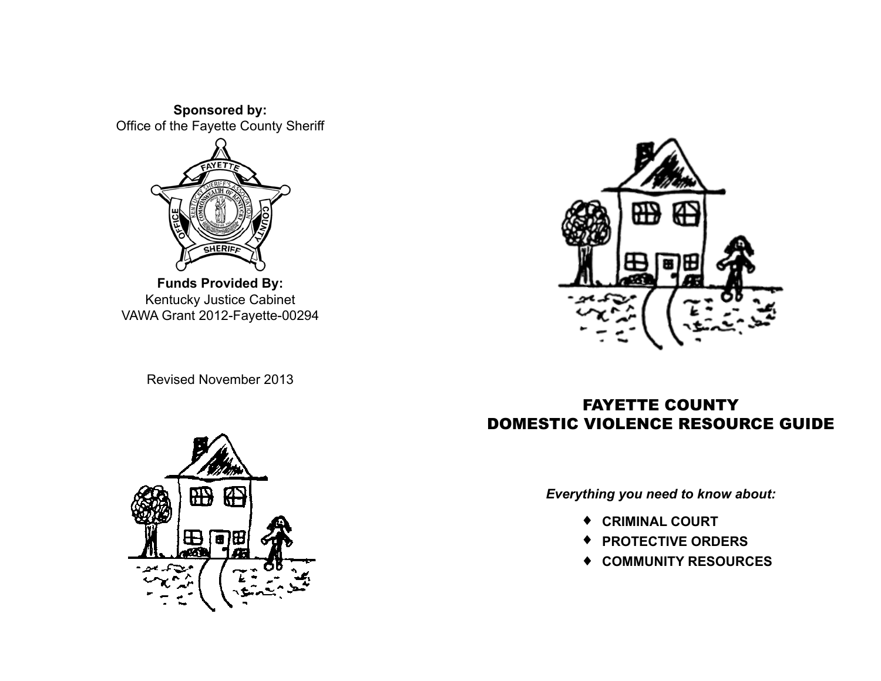**Sponsored by:**
Office of the Fayette County Sheriff

**Funds Provided By:**
Kentucky Justice Cabinet
VAWA Grant 2012-Fayette-00294

Revised November 2013

# FAYETTE COUNTY DOMESTIC VIOLENCE RESOURCE GUIDE

***Everything you need to know about:***

- **CRIMINAL COURT**
- **PROTECTIVE ORDERS**
- **COMMUNITY RESOURCES**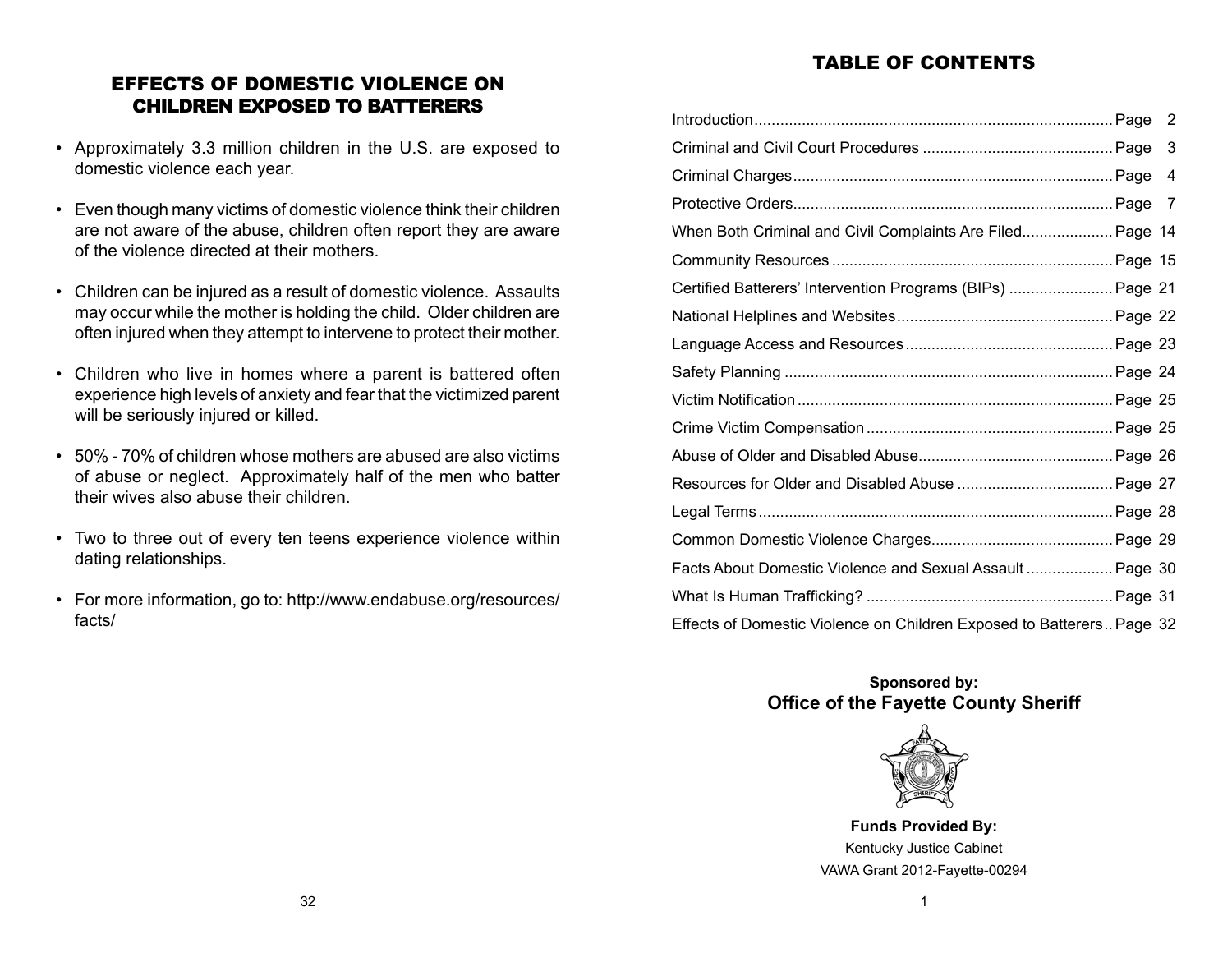## EFFECTS OF DOMESTIC VIOLENCE ON CHILDREN EXPOSED TO BATTERERS

- Approximately 3.3 million children in the U.S. are exposed to domestic violence each year.
- Even though many victims of domestic violence think their children are not aware of the abuse, children often report they are aware of the violence directed at their mothers.
- Children can be injured as a result of domestic violence. Assaults may occur while the mother is holding the child. Older children are often injured when they attempt to intervene to protect their mother.
- Children who live in homes where a parent is battered often experience high levels of anxiety and fear that the victimized parent will be seriously injured or killed.
- 50% - 70% of children whose mothers are abused are also victims of abuse or neglect. Approximately half of the men who batter their wives also abuse their children.
- Two to three out of every ten teens experience violence within dating relationships.
- For more information, go to: http://www.endabuse.org/resources/facts/

## TABLE OF CONTENTS

| | |
|---|---|
| Introduction | Page 2 |
| Criminal and Civil Court Procedures | Page 3 |
| Criminal Charges | Page 4 |
| Protective Orders | Page 7 |
| When Both Criminal and Civil Complaints Are Filed | Page 14 |
| Community Resources | Page 15 |
| Certified Batterers' Intervention Programs (BIPs) | Page 21 |
| National Helplines and Websites | Page 22 |
| Language Access and Resources | Page 23 |
| Safety Planning | Page 24 |
| Victim Notification | Page 25 |
| Crime Victim Compensation | Page 25 |
| Abuse of Older and Disabled Abuse | Page 26 |
| Resources for Older and Disabled Abuse | Page 27 |
| Legal Terms | Page 28 |
| Common Domestic Violence Charges | Page 29 |
| Facts About Domestic Violence and Sexual Assault | Page 30 |
| What Is Human Trafficking? | Page 31 |
| Effects of Domestic Violence on Children Exposed to Batterers | Page 32 |

**Sponsored by:**
**Office of the Fayette County Sheriff**

**Funds Provided By:**
Kentucky Justice Cabinet
VAWA Grant 2012-Fayette-00294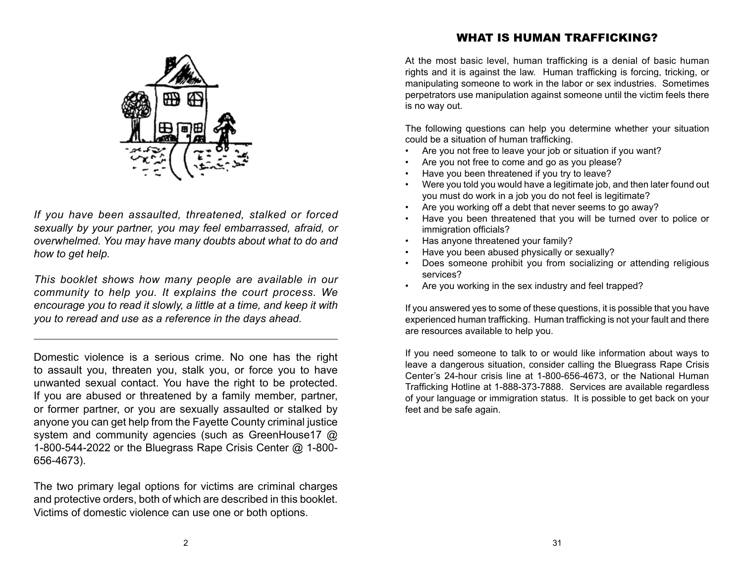*If you have been assaulted, threatened, stalked or forced sexually by your partner, you may feel embarrassed, afraid, or overwhelmed. You may have many doubts about what to do and how to get help.*

*This booklet shows how many people are available in our community to help you. It explains the court process. We encourage you to read it slowly, a little at a time, and keep it with you to reread and use as a reference in the days ahead.*

---

Domestic violence is a serious crime. No one has the right to assault you, threaten you, stalk you, or force you to have unwanted sexual contact. You have the right to be protected. If you are abused or threatened by a family member, partner, or former partner, or you are sexually assaulted or stalked by anyone you can get help from the Fayette County criminal justice system and community agencies (such as GreenHouse17 @ 1-800-544-2022 or the Bluegrass Rape Crisis Center @ 1-800-656-4673).

The two primary legal options for victims are criminal charges and protective orders, both of which are described in this booklet. Victims of domestic violence can use one or both options.

## WHAT IS HUMAN TRAFFICKING?

At the most basic level, human trafficking is a denial of basic human rights and it is against the law. Human trafficking is forcing, tricking, or manipulating someone to work in the labor or sex industries. Sometimes perpetrators use manipulation against someone until the victim feels there is no way out.

The following questions can help you determine whether your situation could be a situation of human trafficking.

- Are you not free to leave your job or situation if you want?
- Are you not free to come and go as you please?
- Have you been threatened if you try to leave?
- Were you told you would have a legitimate job, and then later found out you must do work in a job you do not feel is legitimate?
- Are you working off a debt that never seems to go away?
- Have you been threatened that you will be turned over to police or immigration officials?
- Has anyone threatened your family?
- Have you been abused physically or sexually?
- Does someone prohibit you from socializing or attending religious services?
- Are you working in the sex industry and feel trapped?

If you answered yes to some of these questions, it is possible that you have experienced human trafficking. Human trafficking is not your fault and there are resources available to help you.

If you need someone to talk to or would like information about ways to leave a dangerous situation, consider calling the Bluegrass Rape Crisis Center's 24-hour crisis line at 1-800-656-4673, or the National Human Trafficking Hotline at 1-888-373-7888. Services are available regardless of your language or immigration status. It is possible to get back on your feet and be safe again.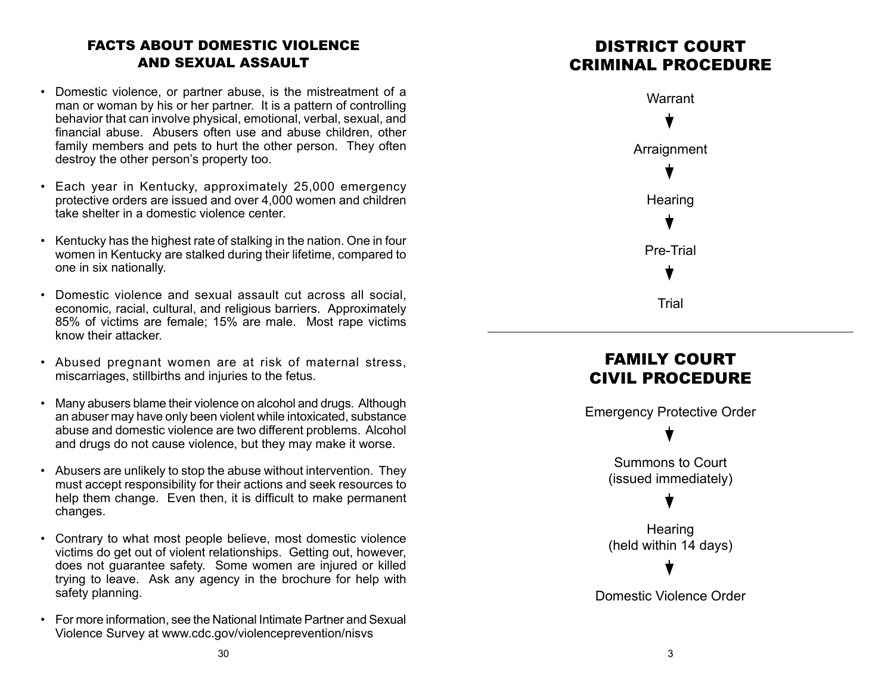## FACTS ABOUT DOMESTIC VIOLENCE AND SEXUAL ASSAULT

- Domestic violence, or partner abuse, is the mistreatment of a man or woman by his or her partner. It is a pattern of controlling behavior that can involve physical, emotional, verbal, sexual, and financial abuse. Abusers often use and abuse children, other family members and pets to hurt the other person. They often destroy the other person's property too.
- Each year in Kentucky, approximately 25,000 emergency protective orders are issued and over 4,000 women and children take shelter in a domestic violence center.
- Kentucky has the highest rate of stalking in the nation. One in four women in Kentucky are stalked during their lifetime, compared to one in six nationally.
- Domestic violence and sexual assault cut across all social, economic, racial, cultural, and religious barriers. Approximately 85% of victims are female; 15% are male. Most rape victims know their attacker.
- Abused pregnant women are at risk of maternal stress, miscarriages, stillbirths and injuries to the fetus.
- Many abusers blame their violence on alcohol and drugs. Although an abuser may have only been violent while intoxicated, substance abuse and domestic violence are two different problems. Alcohol and drugs do not cause violence, but they may make it worse.
- Abusers are unlikely to stop the abuse without intervention. They must accept responsibility for their actions and seek resources to help them change. Even then, it is difficult to make permanent changes.
- Contrary to what most people believe, most domestic violence victims do get out of violent relationships. Getting out, however, does not guarantee safety. Some women are injured or killed trying to leave. Ask any agency in the brochure for help with safety planning.
- For more information, see the National Intimate Partner and Sexual Violence Survey at www.cdc.gov/violenceprevention/nisvs

## DISTRICT COURT CRIMINAL PROCEDURE

Warrant

↓

Arraignment

↓

Hearing

↓

Pre-Trial

↓

Trial

---

## FAMILY COURT CIVIL PROCEDURE

Emergency Protective Order

↓

Summons to Court
(issued immediately)

↓

Hearing
(held within 14 days)

↓

Domestic Violence Order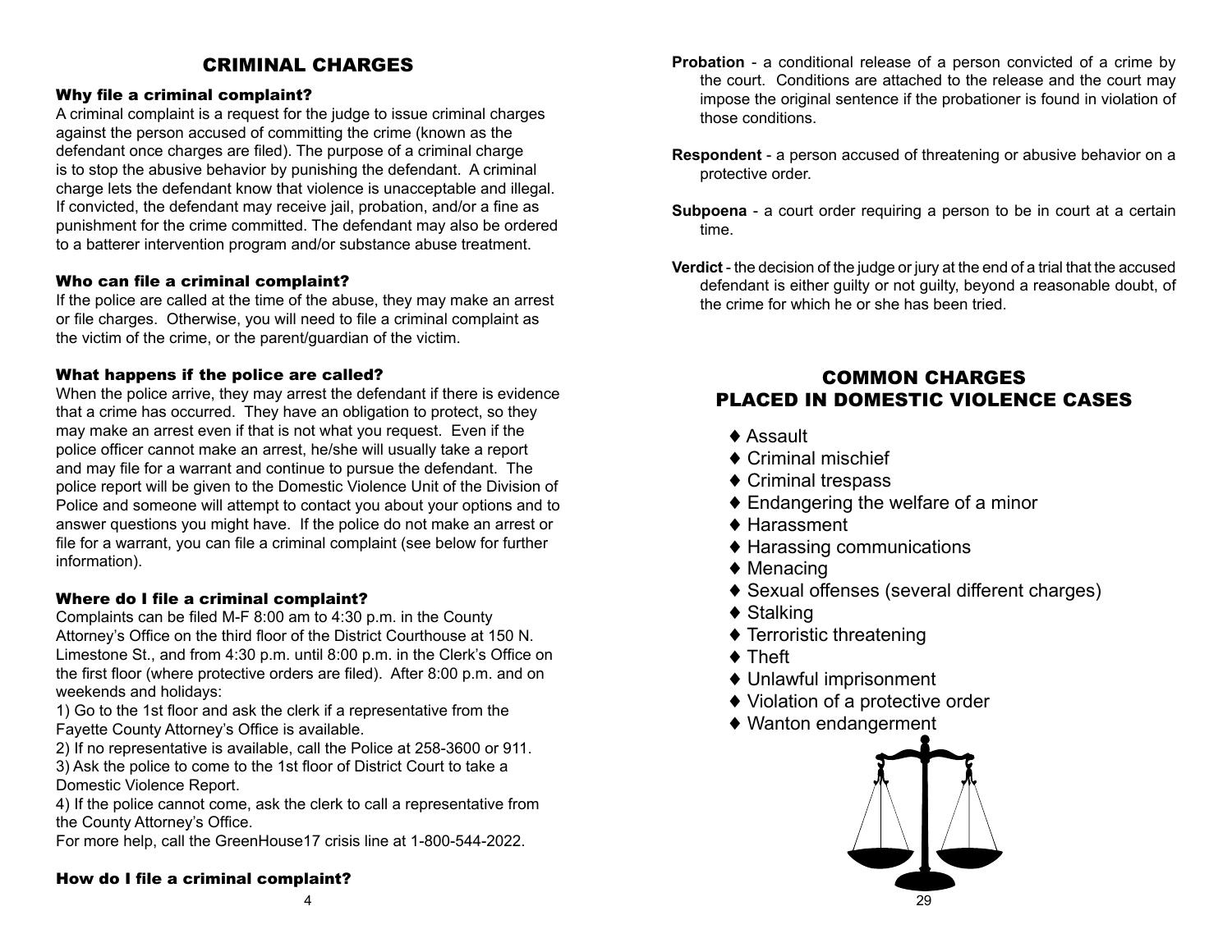## CRIMINAL CHARGES

### Why file a criminal complaint?

A criminal complaint is a request for the judge to issue criminal charges against the person accused of committing the crime (known as the defendant once charges are filed). The purpose of a criminal charge is to stop the abusive behavior by punishing the defendant. A criminal charge lets the defendant know that violence is unacceptable and illegal. If convicted, the defendant may receive jail, probation, and/or a fine as punishment for the crime committed. The defendant may also be ordered to a batterer intervention program and/or substance abuse treatment.

### Who can file a criminal complaint?

If the police are called at the time of the abuse, they may make an arrest or file charges. Otherwise, you will need to file a criminal complaint as the victim of the crime, or the parent/guardian of the victim.

### What happens if the police are called?

When the police arrive, they may arrest the defendant if there is evidence that a crime has occurred. They have an obligation to protect, so they may make an arrest even if that is not what you request. Even if the police officer cannot make an arrest, he/she will usually take a report and may file for a warrant and continue to pursue the defendant. The police report will be given to the Domestic Violence Unit of the Division of Police and someone will attempt to contact you about your options and to answer questions you might have. If the police do not make an arrest or file for a warrant, you can file a criminal complaint (see below for further information).

### Where do I file a criminal complaint?

Complaints can be filed M-F 8:00 am to 4:30 p.m. in the County Attorney's Office on the third floor of the District Courthouse at 150 N. Limestone St., and from 4:30 p.m. until 8:00 p.m. in the Clerk's Office on the first floor (where protective orders are filed). After 8:00 p.m. and on weekends and holidays:

1) Go to the 1st floor and ask the clerk if a representative from the Fayette County Attorney's Office is available.
2) If no representative is available, call the Police at 258-3600 or 911.
3) Ask the police to come to the 1st floor of District Court to take a Domestic Violence Report.
4) If the police cannot come, ask the clerk to call a representative from the County Attorney's Office.

For more help, call the GreenHouse17 crisis line at 1-800-544-2022.

### How do I file a criminal complaint?

**Probation** - a conditional release of a person convicted of a crime by the court. Conditions are attached to the release and the court may impose the original sentence if the probationer is found in violation of those conditions.

**Respondent** - a person accused of threatening or abusive behavior on a protective order.

**Subpoena** - a court order requiring a person to be in court at a certain time.

**Verdict** - the decision of the judge or jury at the end of a trial that the accused defendant is either guilty or not guilty, beyond a reasonable doubt, of the crime for which he or she has been tried.

## COMMON CHARGES PLACED IN DOMESTIC VIOLENCE CASES

- Assault
- Criminal mischief
- Criminal trespass
- Endangering the welfare of a minor
- Harassment
- Harassing communications
- Menacing
- Sexual offenses (several different charges)
- Stalking
- Terroristic threatening
- Theft
- Unlawful imprisonment
- Violation of a protective order
- Wanton endangerment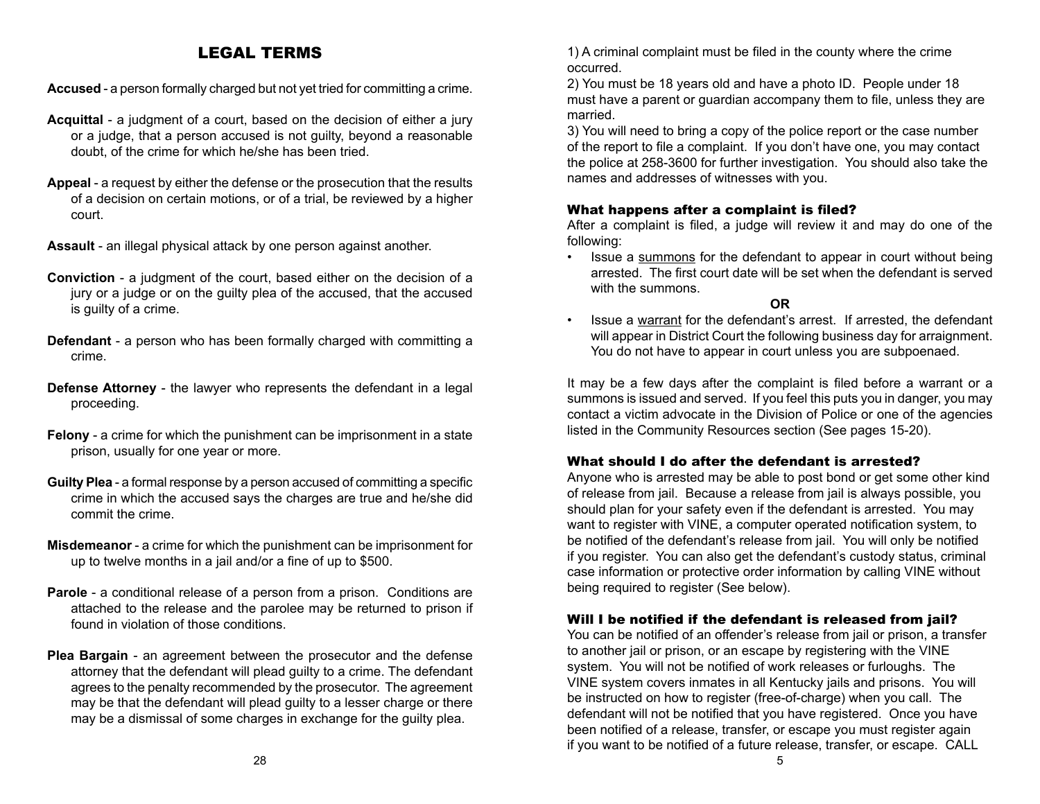# LEGAL TERMS

**Accused** - a person formally charged but not yet tried for committing a crime.

**Acquittal** - a judgment of a court, based on the decision of either a jury or a judge, that a person accused is not guilty, beyond a reasonable doubt, of the crime for which he/she has been tried.

**Appeal** - a request by either the defense or the prosecution that the results of a decision on certain motions, or of a trial, be reviewed by a higher court.

**Assault** - an illegal physical attack by one person against another.

**Conviction** - a judgment of the court, based either on the decision of a jury or a judge or on the guilty plea of the accused, that the accused is guilty of a crime.

**Defendant** - a person who has been formally charged with committing a crime.

**Defense Attorney** - the lawyer who represents the defendant in a legal proceeding.

**Felony** - a crime for which the punishment can be imprisonment in a state prison, usually for one year or more.

**Guilty Plea** - a formal response by a person accused of committing a specific crime in which the accused says the charges are true and he/she did commit the crime.

**Misdemeanor** - a crime for which the punishment can be imprisonment for up to twelve months in a jail and/or a fine of up to $500.

**Parole** - a conditional release of a person from a prison. Conditions are attached to the release and the parolee may be returned to prison if found in violation of those conditions.

**Plea Bargain** - an agreement between the prosecutor and the defense attorney that the defendant will plead guilty to a crime. The defendant agrees to the penalty recommended by the prosecutor. The agreement may be that the defendant will plead guilty to a lesser charge or there may be a dismissal of some charges in exchange for the guilty plea.

1) A criminal complaint must be filed in the county where the crime occurred.
2) You must be 18 years old and have a photo ID. People under 18 must have a parent or guardian accompany them to file, unless they are married.
3) You will need to bring a copy of the police report or the case number of the report to file a complaint. If you don't have one, you may contact the police at 258-3600 for further investigation. You should also take the names and addresses of witnesses with you.

### What happens after a complaint is filed?

After a complaint is filed, a judge will review it and may do one of the following:

- Issue a <u>summons</u> for the defendant to appear in court without being arrested. The first court date will be set when the defendant is served with the summons.

**OR**

- Issue a <u>warrant</u> for the defendant's arrest. If arrested, the defendant will appear in District Court the following business day for arraignment. You do not have to appear in court unless you are subpoenaed.

It may be a few days after the complaint is filed before a warrant or a summons is issued and served. If you feel this puts you in danger, you may contact a victim advocate in the Division of Police or one of the agencies listed in the Community Resources section (See pages 15-20).

### What should I do after the defendant is arrested?

Anyone who is arrested may be able to post bond or get some other kind of release from jail. Because a release from jail is always possible, you should plan for your safety even if the defendant is arrested. You may want to register with VINE, a computer operated notification system, to be notified of the defendant's release from jail. You will only be notified if you register. You can also get the defendant's custody status, criminal case information or protective order information by calling VINE without being required to register (See below).

### Will I be notified if the defendant is released from jail?

You can be notified of an offender's release from jail or prison, a transfer to another jail or prison, or an escape by registering with the VINE system. You will not be notified of work releases or furloughs. The VINE system covers inmates in all Kentucky jails and prisons. You will be instructed on how to register (free-of-charge) when you call. The defendant will not be notified that you have registered. Once you have been notified of a release, transfer, or escape you must register again if you want to be notified of a future release, transfer, or escape. CALL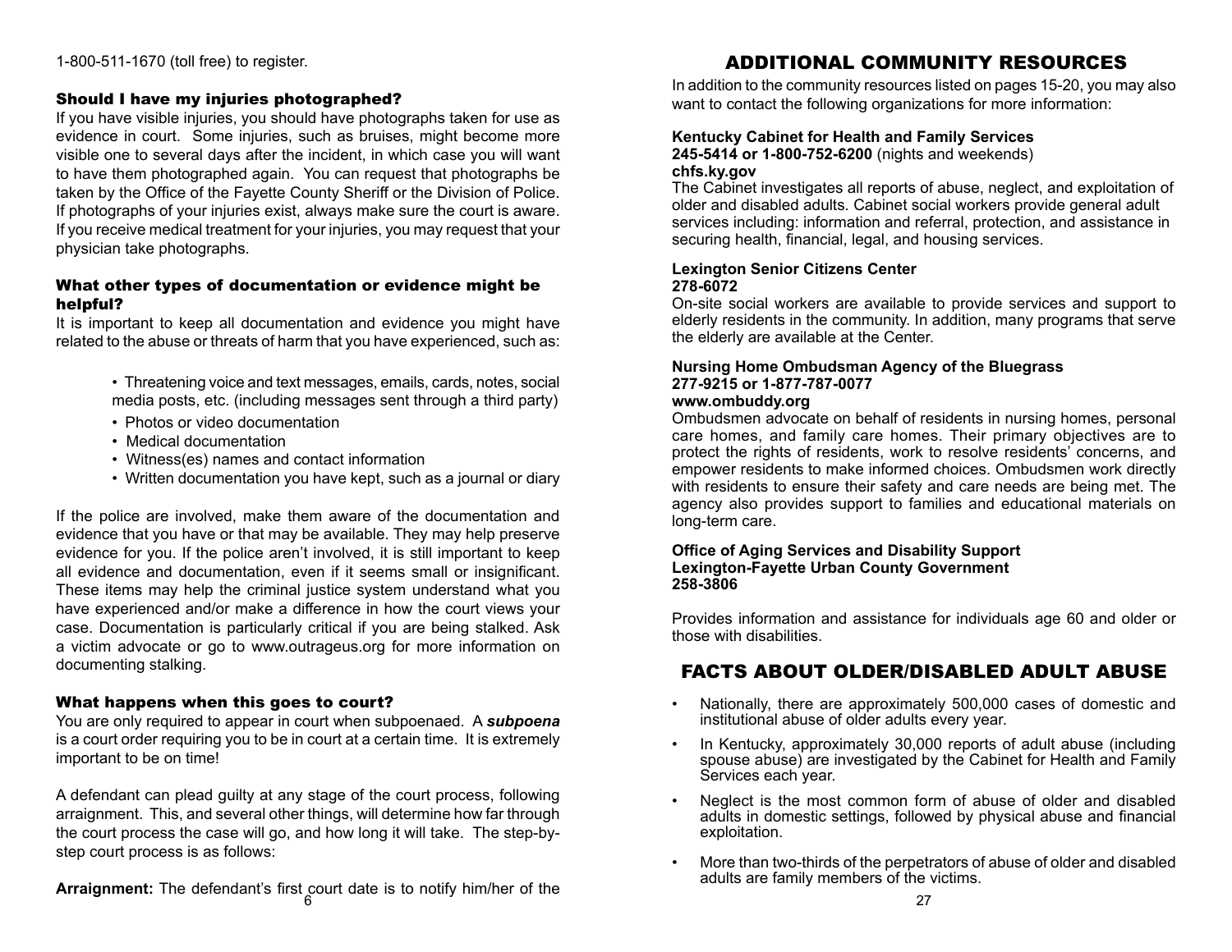1-800-511-1670 (toll free) to register.

### Should I have my injuries photographed?

If you have visible injuries, you should have photographs taken for use as evidence in court. Some injuries, such as bruises, might become more visible one to several days after the incident, in which case you will want to have them photographed again. You can request that photographs be taken by the Office of the Fayette County Sheriff or the Division of Police. If photographs of your injuries exist, always make sure the court is aware. If you receive medical treatment for your injuries, you may request that your physician take photographs.

### What other types of documentation or evidence might be helpful?

It is important to keep all documentation and evidence you might have related to the abuse or threats of harm that you have experienced, such as:

- Threatening voice and text messages, emails, cards, notes, social media posts, etc. (including messages sent through a third party)
- Photos or video documentation
- Medical documentation
- Witness(es) names and contact information
- Written documentation you have kept, such as a journal or diary

If the police are involved, make them aware of the documentation and evidence that you have or that may be available. They may help preserve evidence for you. If the police aren't involved, it is still important to keep all evidence and documentation, even if it seems small or insignificant. These items may help the criminal justice system understand what you have experienced and/or make a difference in how the court views your case. Documentation is particularly critical if you are being stalked. Ask a victim advocate or go to www.outrageus.org for more information on documenting stalking.

### What happens when this goes to court?

You are only required to appear in court when subpoenaed. A ***subpoena*** is a court order requiring you to be in court at a certain time. It is extremely important to be on time!

A defendant can plead guilty at any stage of the court process, following arraignment. This, and several other things, will determine how far through the court process the case will go, and how long it will take. The step-by-step court process is as follows:

**Arraignment:** The defendant's first court date is to notify him/her of the

## ADDITIONAL COMMUNITY RESOURCES

In addition to the community resources listed on pages 15-20, you may also want to contact the following organizations for more information:

**Kentucky Cabinet for Health and Family Services**
**245-5414 or 1-800-752-6200** (nights and weekends)
**chfs.ky.gov**
The Cabinet investigates all reports of abuse, neglect, and exploitation of older and disabled adults. Cabinet social workers provide general adult services including: information and referral, protection, and assistance in securing health, financial, legal, and housing services.

**Lexington Senior Citizens Center**
**278-6072**
On-site social workers are available to provide services and support to elderly residents in the community. In addition, many programs that serve the elderly are available at the Center.

**Nursing Home Ombudsman Agency of the Bluegrass**
**277-9215 or 1-877-787-0077**
**www.ombuddy.org**
Ombudsmen advocate on behalf of residents in nursing homes, personal care homes, and family care homes. Their primary objectives are to protect the rights of residents, work to resolve residents' concerns, and empower residents to make informed choices. Ombudsmen work directly with residents to ensure their safety and care needs are being met. The agency also provides support to families and educational materials on long-term care.

**Office of Aging Services and Disability Support**
**Lexington-Fayette Urban County Government**
**258-3806**

Provides information and assistance for individuals age 60 and older or those with disabilities.

## FACTS ABOUT OLDER/DISABLED ADULT ABUSE

- Nationally, there are approximately 500,000 cases of domestic and institutional abuse of older adults every year.
- In Kentucky, approximately 30,000 reports of adult abuse (including spouse abuse) are investigated by the Cabinet for Health and Family Services each year.
- Neglect is the most common form of abuse of older and disabled adults in domestic settings, followed by physical abuse and financial exploitation.
- More than two-thirds of the perpetrators of abuse of older and disabled adults are family members of the victims.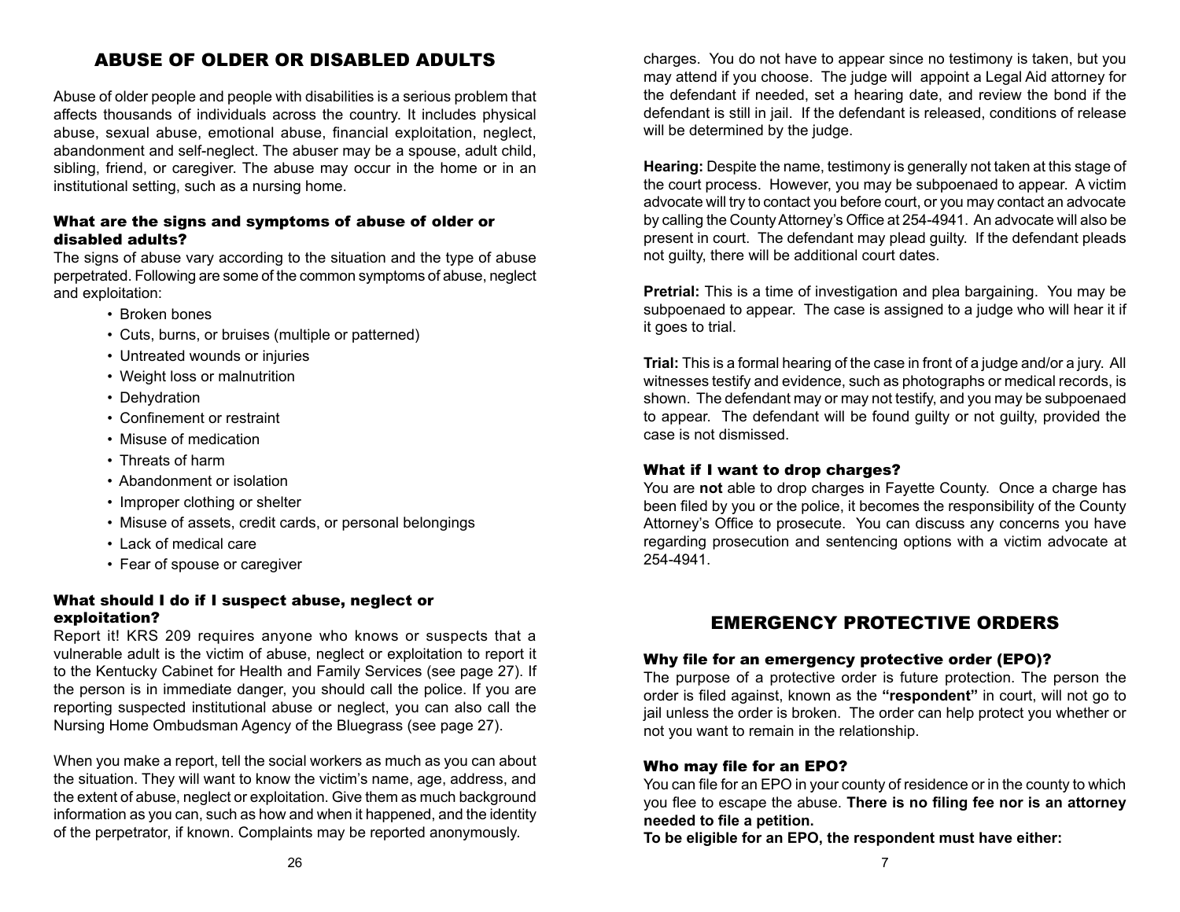## ABUSE OF OLDER OR DISABLED ADULTS

Abuse of older people and people with disabilities is a serious problem that affects thousands of individuals across the country. It includes physical abuse, sexual abuse, emotional abuse, financial exploitation, neglect, abandonment and self-neglect. The abuser may be a spouse, adult child, sibling, friend, or caregiver. The abuse may occur in the home or in an institutional setting, such as a nursing home.

### What are the signs and symptoms of abuse of older or disabled adults?

The signs of abuse vary according to the situation and the type of abuse perpetrated. Following are some of the common symptoms of abuse, neglect and exploitation:

- Broken bones
- Cuts, burns, or bruises (multiple or patterned)
- Untreated wounds or injuries
- Weight loss or malnutrition
- Dehydration
- Confinement or restraint
- Misuse of medication
- Threats of harm
- Abandonment or isolation
- Improper clothing or shelter
- Misuse of assets, credit cards, or personal belongings
- Lack of medical care
- Fear of spouse or caregiver

### What should I do if I suspect abuse, neglect or exploitation?

Report it! KRS 209 requires anyone who knows or suspects that a vulnerable adult is the victim of abuse, neglect or exploitation to report it to the Kentucky Cabinet for Health and Family Services (see page 27). If the person is in immediate danger, you should call the police. If you are reporting suspected institutional abuse or neglect, you can also call the Nursing Home Ombudsman Agency of the Bluegrass (see page 27).

When you make a report, tell the social workers as much as you can about the situation. They will want to know the victim's name, age, address, and the extent of abuse, neglect or exploitation. Give them as much background information as you can, such as how and when it happened, and the identity of the perpetrator, if known. Complaints may be reported anonymously.

charges. You do not have to appear since no testimony is taken, but you may attend if you choose. The judge will appoint a Legal Aid attorney for the defendant if needed, set a hearing date, and review the bond if the defendant is still in jail. If the defendant is released, conditions of release will be determined by the judge.

**Hearing:** Despite the name, testimony is generally not taken at this stage of the court process. However, you may be subpoenaed to appear. A victim advocate will try to contact you before court, or you may contact an advocate by calling the County Attorney's Office at 254-4941. An advocate will also be present in court. The defendant may plead guilty. If the defendant pleads not guilty, there will be additional court dates.

**Pretrial:** This is a time of investigation and plea bargaining. You may be subpoenaed to appear. The case is assigned to a judge who will hear it if it goes to trial.

**Trial:** This is a formal hearing of the case in front of a judge and/or a jury. All witnesses testify and evidence, such as photographs or medical records, is shown. The defendant may or may not testify, and you may be subpoenaed to appear. The defendant will be found guilty or not guilty, provided the case is not dismissed.

### What if I want to drop charges?

You are **not** able to drop charges in Fayette County. Once a charge has been filed by you or the police, it becomes the responsibility of the County Attorney's Office to prosecute. You can discuss any concerns you have regarding prosecution and sentencing options with a victim advocate at 254-4941.

## EMERGENCY PROTECTIVE ORDERS

### Why file for an emergency protective order (EPO)?

The purpose of a protective order is future protection. The person the order is filed against, known as the **"respondent"** in court, will not go to jail unless the order is broken. The order can help protect you whether or not you want to remain in the relationship.

### Who may file for an EPO?

You can file for an EPO in your county of residence or in the county to which you flee to escape the abuse. **There is no filing fee nor is an attorney needed to file a petition.**

**To be eligible for an EPO, the respondent must have either:**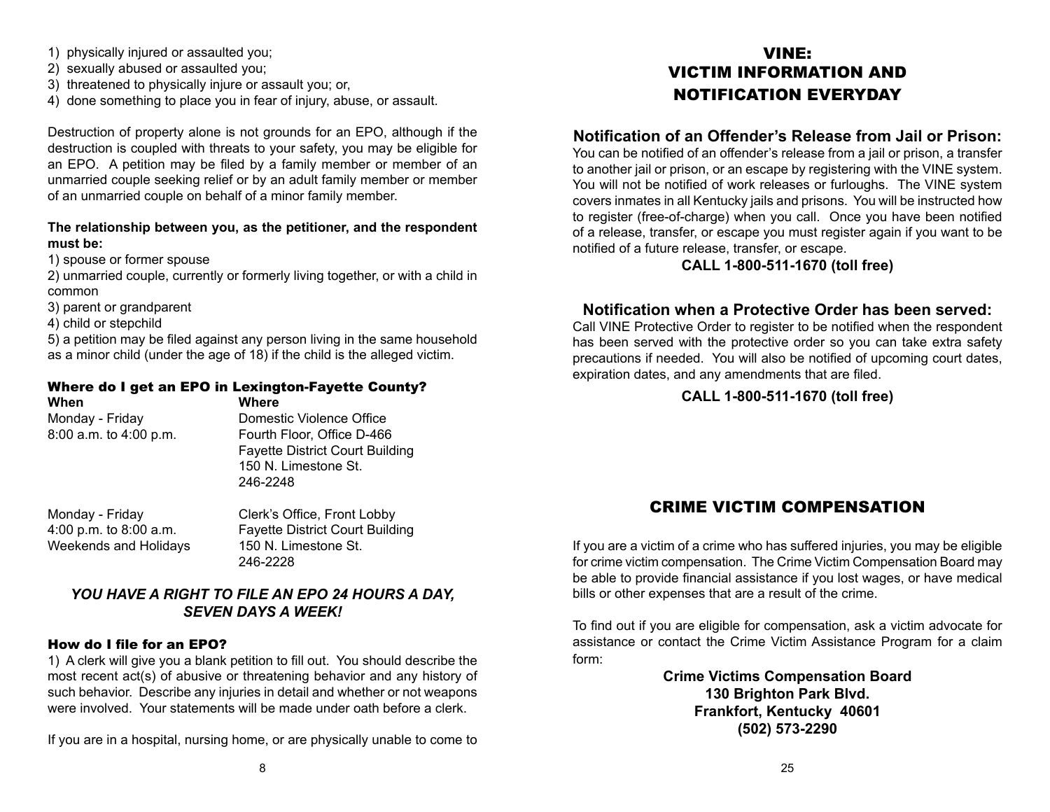1) physically injured or assaulted you;
2) sexually abused or assaulted you;
3) threatened to physically injure or assault you; or,
4) done something to place you in fear of injury, abuse, or assault.

Destruction of property alone is not grounds for an EPO, although if the destruction is coupled with threats to your safety, you may be eligible for an EPO. A petition may be filed by a family member or member of an unmarried couple seeking relief or by an adult family member or member of an unmarried couple on behalf of a minor family member.

**The relationship between you, as the petitioner, and the respondent must be:**

1) spouse or former spouse
2) unmarried couple, currently or formerly living together, or with a child in common
3) parent or grandparent
4) child or stepchild
5) a petition may be filed against any person living in the same household as a minor child (under the age of 18) if the child is the alleged victim.

### Where do I get an EPO in Lexington-Fayette County?

| When | Where |
| --- | --- |
| Monday - Friday<br>8:00 a.m. to 4:00 p.m. | Domestic Violence Office<br>Fourth Floor, Office D-466<br>Fayette District Court Building<br>150 N. Limestone St.<br>246-2248 |
| Monday - Friday<br>4:00 p.m. to 8:00 a.m.<br>Weekends and Holidays | Clerk's Office, Front Lobby<br>Fayette District Court Building<br>150 N. Limestone St.<br>246-2228 |

***YOU HAVE A RIGHT TO FILE AN EPO 24 HOURS A DAY, SEVEN DAYS A WEEK!***

### How do I file for an EPO?

1) A clerk will give you a blank petition to fill out. You should describe the most recent act(s) of abusive or threatening behavior and any history of such behavior. Describe any injuries in detail and whether or not weapons were involved. Your statements will be made under oath before a clerk.

If you are in a hospital, nursing home, or are physically unable to come to

## VINE: VICTIM INFORMATION AND NOTIFICATION EVERYDAY

### Notification of an Offender's Release from Jail or Prison:

You can be notified of an offender's release from a jail or prison, a transfer to another jail or prison, or an escape by registering with the VINE system. You will not be notified of work releases or furloughs. The VINE system covers inmates in all Kentucky jails and prisons. You will be instructed how to register (free-of-charge) when you call. Once you have been notified of a release, transfer, or escape you must register again if you want to be notified of a future release, transfer, or escape.

**CALL 1-800-511-1670 (toll free)**

### Notification when a Protective Order has been served:

Call VINE Protective Order to register to be notified when the respondent has been served with the protective order so you can take extra safety precautions if needed. You will also be notified of upcoming court dates, expiration dates, and any amendments that are filed.

**CALL 1-800-511-1670 (toll free)**

## CRIME VICTIM COMPENSATION

If you are a victim of a crime who has suffered injuries, you may be eligible for crime victim compensation. The Crime Victim Compensation Board may be able to provide financial assistance if you lost wages, or have medical bills or other expenses that are a result of the crime.

To find out if you are eligible for compensation, ask a victim advocate for assistance or contact the Crime Victim Assistance Program for a claim form:

**Crime Victims Compensation Board**
**130 Brighton Park Blvd.**
**Frankfort, Kentucky 40601**
**(502) 573-2290**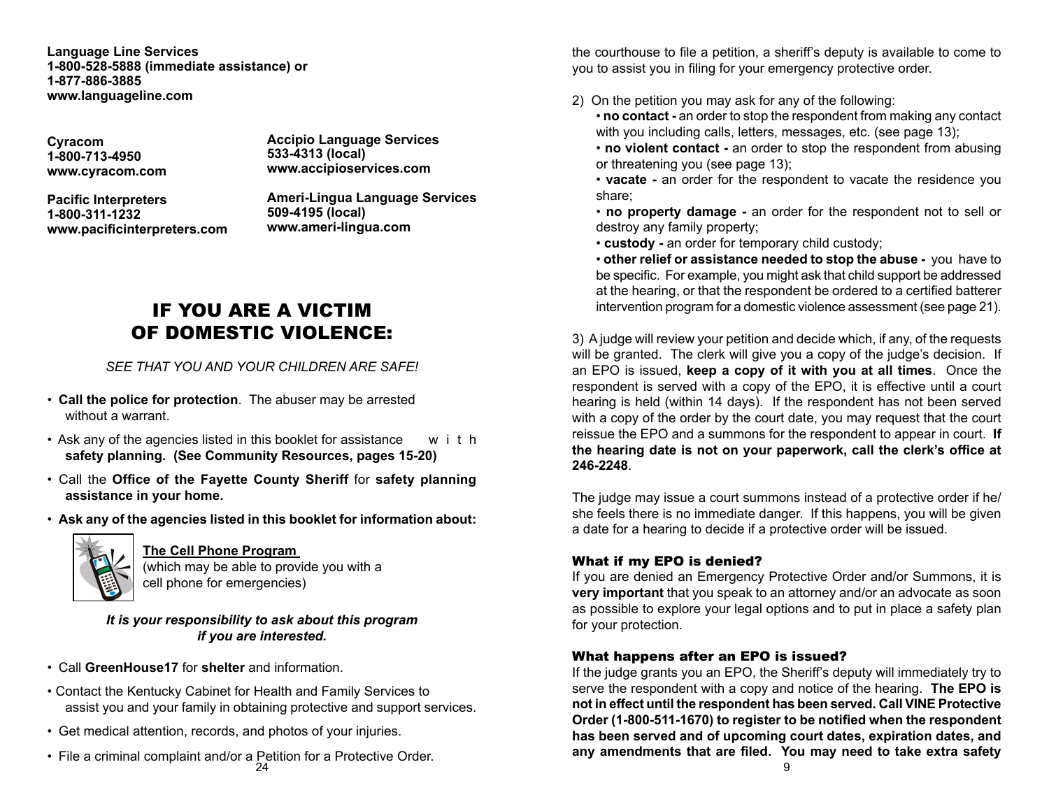**Language Line Services**
**1-800-528-5888 (immediate assistance) or**
**1-877-886-3885**
**www.languageline.com**

**Cyracom**
**1-800-713-4950**
**www.cyracom.com**

**Pacific Interpreters**
**1-800-311-1232**
**www.pacificinterpreters.com**

**Accipio Language Services**
**533-4313 (local)**
**www.accipioservices.com**

**Ameri-Lingua Language Services**
**509-4195 (local)**
**www.ameri-lingua.com**

# IF YOU ARE A VICTIM OF DOMESTIC VIOLENCE:

*SEE THAT YOU AND YOUR CHILDREN ARE SAFE!*

- **Call the police for protection**. The abuser may be arrested without a warrant.
- Ask any of the agencies listed in this booklet for assistance with **safety planning. (See Community Resources, pages 15-20)**
- Call the **Office of the Fayette County Sheriff** for **safety planning assistance in your home.**
- **Ask any of the agencies listed in this booklet for information about:**

**The Cell Phone Program**
(which may be able to provide you with a cell phone for emergencies)

***It is your responsibility to ask about this program if you are interested.***

- Call **GreenHouse17** for **shelter** and information.
- Contact the Kentucky Cabinet for Health and Family Services to assist you and your family in obtaining protective and support services.
- Get medical attention, records, and photos of your injuries.
- File a criminal complaint and/or a Petition for a Protective Order.

the courthouse to file a petition, a sheriff's deputy is available to come to you to assist you in filing for your emergency protective order.

2) On the petition you may ask for any of the following:
- **no contact -** an order to stop the respondent from making any contact with you including calls, letters, messages, etc. (see page 13);
- **no violent contact -** an order to stop the respondent from abusing or threatening you (see page 13);
- **vacate -** an order for the respondent to vacate the residence you share;
- **no property damage -** an order for the respondent not to sell or destroy any family property;
- **custody -** an order for temporary child custody;
- **other relief or assistance needed to stop the abuse -** you have to be specific. For example, you might ask that child support be addressed at the hearing, or that the respondent be ordered to a certified batterer intervention program for a domestic violence assessment (see page 21).

3) A judge will review your petition and decide which, if any, of the requests will be granted. The clerk will give you a copy of the judge's decision. If an EPO is issued, **keep a copy of it with you at all times**. Once the respondent is served with a copy of the EPO, it is effective until a court hearing is held (within 14 days). If the respondent has not been served with a copy of the order by the court date, you may request that the court reissue the EPO and a summons for the respondent to appear in court. **If the hearing date is not on your paperwork, call the clerk's office at 246-2248**.

The judge may issue a court summons instead of a protective order if he/she feels there is no immediate danger. If this happens, you will be given a date for a hearing to decide if a protective order will be issued.

### What if my EPO is denied?

If you are denied an Emergency Protective Order and/or Summons, it is **very important** that you speak to an attorney and/or an advocate as soon as possible to explore your legal options and to put in place a safety plan for your protection.

### What happens after an EPO is issued?

If the judge grants you an EPO, the Sheriff's deputy will immediately try to serve the respondent with a copy and notice of the hearing. **The EPO is not in effect until the respondent has been served. Call VINE Protective Order (1-800-511-1670) to register to be notified when the respondent has been served and of upcoming court dates, expiration dates, and any amendments that are filed. You may need to take extra safety**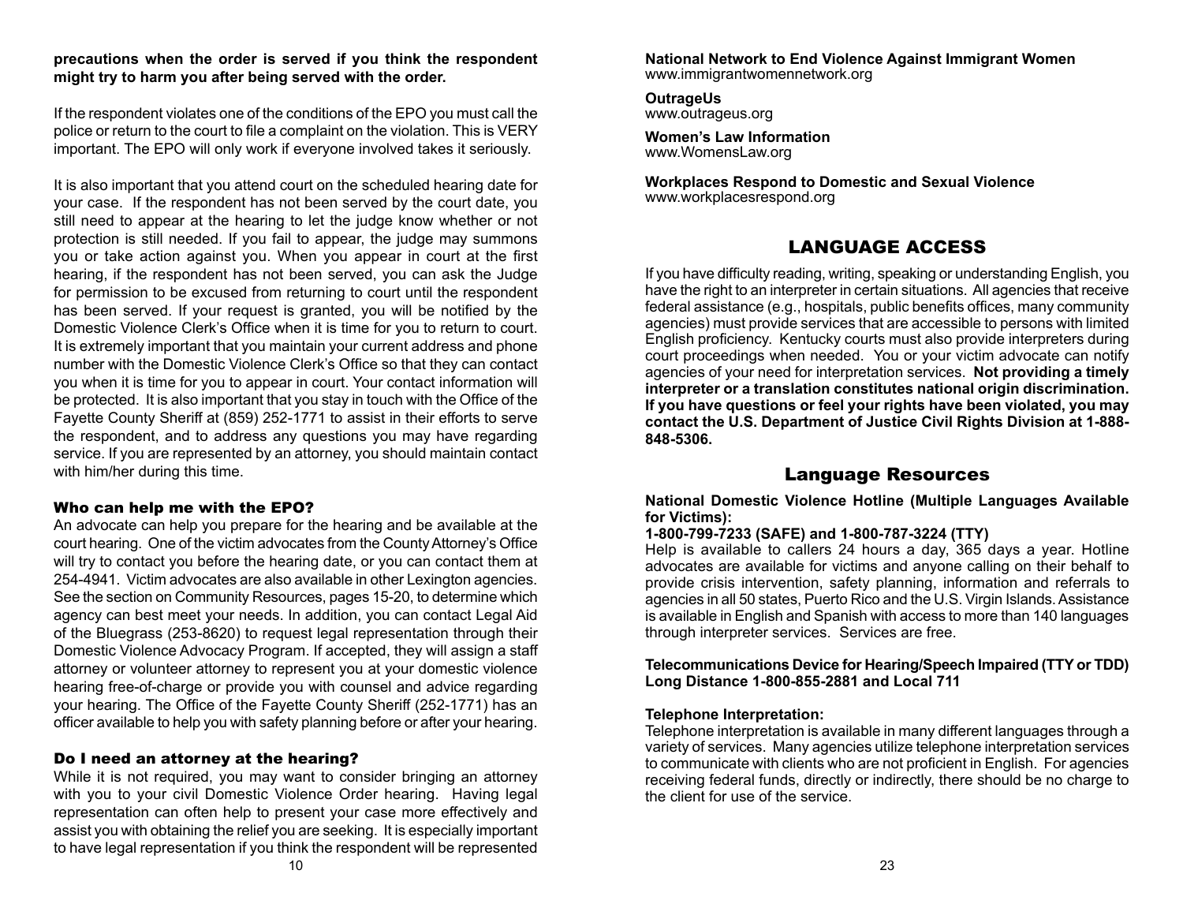**precautions when the order is served if you think the respondent might try to harm you after being served with the order.**

If the respondent violates one of the conditions of the EPO you must call the police or return to the court to file a complaint on the violation. This is VERY important. The EPO will only work if everyone involved takes it seriously.

It is also important that you attend court on the scheduled hearing date for your case. If the respondent has not been served by the court date, you still need to appear at the hearing to let the judge know whether or not protection is still needed. If you fail to appear, the judge may summons you or take action against you. When you appear in court at the first hearing, if the respondent has not been served, you can ask the Judge for permission to be excused from returning to court until the respondent has been served. If your request is granted, you will be notified by the Domestic Violence Clerk's Office when it is time for you to return to court. It is extremely important that you maintain your current address and phone number with the Domestic Violence Clerk's Office so that they can contact you when it is time for you to appear in court. Your contact information will be protected. It is also important that you stay in touch with the Office of the Fayette County Sheriff at (859) 252-1771 to assist in their efforts to serve the respondent, and to address any questions you may have regarding service. If you are represented by an attorney, you should maintain contact with him/her during this time.

### Who can help me with the EPO?

An advocate can help you prepare for the hearing and be available at the court hearing. One of the victim advocates from the County Attorney's Office will try to contact you before the hearing date, or you can contact them at 254-4941. Victim advocates are also available in other Lexington agencies. See the section on Community Resources, pages 15-20, to determine which agency can best meet your needs. In addition, you can contact Legal Aid of the Bluegrass (253-8620) to request legal representation through their Domestic Violence Advocacy Program. If accepted, they will assign a staff attorney or volunteer attorney to represent you at your domestic violence hearing free-of-charge or provide you with counsel and advice regarding your hearing. The Office of the Fayette County Sheriff (252-1771) has an officer available to help you with safety planning before or after your hearing.

### Do I need an attorney at the hearing?

While it is not required, you may want to consider bringing an attorney with you to your civil Domestic Violence Order hearing. Having legal representation can often help to present your case more effectively and assist you with obtaining the relief you are seeking. It is especially important to have legal representation if you think the respondent will be represented

**National Network to End Violence Against Immigrant Women**
www.immigrantwomennetwork.org

**OutrageUs**
www.outrageus.org

**Women's Law Information**
www.WomensLaw.org

**Workplaces Respond to Domestic and Sexual Violence**
www.workplacesrespond.org

## LANGUAGE ACCESS

If you have difficulty reading, writing, speaking or understanding English, you have the right to an interpreter in certain situations. All agencies that receive federal assistance (e.g., hospitals, public benefits offices, many community agencies) must provide services that are accessible to persons with limited English proficiency. Kentucky courts must also provide interpreters during court proceedings when needed. You or your victim advocate can notify agencies of your need for interpretation services. **Not providing a timely interpreter or a translation constitutes national origin discrimination. If you have questions or feel your rights have been violated, you may contact the U.S. Department of Justice Civil Rights Division at 1-888-848-5306.**

## Language Resources

**National Domestic Violence Hotline (Multiple Languages Available for Victims):**
**1-800-799-7233 (SAFE) and 1-800-787-3224 (TTY)**
Help is available to callers 24 hours a day, 365 days a year. Hotline advocates are available for victims and anyone calling on their behalf to provide crisis intervention, safety planning, information and referrals to agencies in all 50 states, Puerto Rico and the U.S. Virgin Islands. Assistance is available in English and Spanish with access to more than 140 languages through interpreter services. Services are free.

**Telecommunications Device for Hearing/Speech Impaired (TTY or TDD)**
**Long Distance 1-800-855-2881 and Local 711**

**Telephone Interpretation:**
Telephone interpretation is available in many different languages through a variety of services. Many agencies utilize telephone interpretation services to communicate with clients who are not proficient in English. For agencies receiving federal funds, directly or indirectly, there should be no charge to the client for use of the service.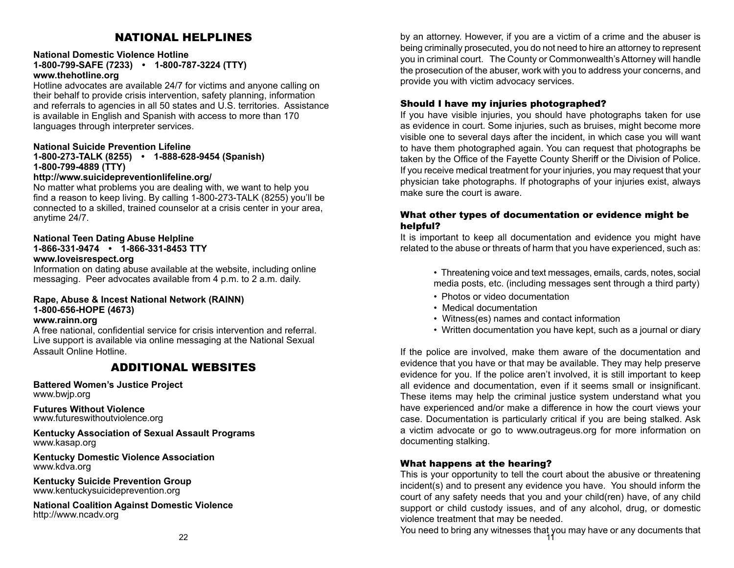# NATIONAL HELPLINES

**National Domestic Violence Hotline**
**1-800-799-SAFE (7233) • 1-800-787-3224 (TTY)**
**www.thehotline.org**

Hotline advocates are available 24/7 for victims and anyone calling on their behalf to provide crisis intervention, safety planning, information and referrals to agencies in all 50 states and U.S. territories. Assistance is available in English and Spanish with access to more than 170 languages through interpreter services.

**National Suicide Prevention Lifeline**
**1-800-273-TALK (8255) • 1-888-628-9454 (Spanish)**
**1-800-799-4889 (TTY)**
**http://www.suicidepreventionlifeline.org/**

No matter what problems you are dealing with, we want to help you find a reason to keep living. By calling 1-800-273-TALK (8255) you'll be connected to a skilled, trained counselor at a crisis center in your area, anytime 24/7.

**National Teen Dating Abuse Helpline**
**1-866-331-9474 • 1-866-331-8453 TTY**
**www.loveisrespect.org**

Information on dating abuse available at the website, including online messaging. Peer advocates available from 4 p.m. to 2 a.m. daily.

**Rape, Abuse & Incest National Network (RAINN)**
**1-800-656-HOPE (4673)**
**www.rainn.org**

A free national, confidential service for crisis intervention and referral. Live support is available via online messaging at the National Sexual Assault Online Hotline.

# ADDITIONAL WEBSITES

**Battered Women's Justice Project**
www.bwjp.org

**Futures Without Violence**
www.futureswithoutviolence.org

**Kentucky Association of Sexual Assault Programs**
www.kasap.org

**Kentucky Domestic Violence Association**
www.kdva.org

**Kentucky Suicide Prevention Group**
www.kentuckysuicideprevention.org

**National Coalition Against Domestic Violence**
http://www.ncadv.org

by an attorney. However, if you are a victim of a crime and the abuser is being criminally prosecuted, you do not need to hire an attorney to represent you in criminal court. The County or Commonwealth's Attorney will handle the prosecution of the abuser, work with you to address your concerns, and provide you with victim advocacy services.

## Should I have my injuries photographed?

If you have visible injuries, you should have photographs taken for use as evidence in court. Some injuries, such as bruises, might become more visible one to several days after the incident, in which case you will want to have them photographed again. You can request that photographs be taken by the Office of the Fayette County Sheriff or the Division of Police. If you receive medical treatment for your injuries, you may request that your physician take photographs. If photographs of your injuries exist, always make sure the court is aware.

## What other types of documentation or evidence might be helpful?

It is important to keep all documentation and evidence you might have related to the abuse or threats of harm that you have experienced, such as:

- Threatening voice and text messages, emails, cards, notes, social media posts, etc. (including messages sent through a third party)
- Photos or video documentation
- Medical documentation
- Witness(es) names and contact information
- Written documentation you have kept, such as a journal or diary

If the police are involved, make them aware of the documentation and evidence that you have or that may be available. They may help preserve evidence for you. If the police aren't involved, it is still important to keep all evidence and documentation, even if it seems small or insignificant. These items may help the criminal justice system understand what you have experienced and/or make a difference in how the court views your case. Documentation is particularly critical if you are being stalked. Ask a victim advocate or go to www.outrageus.org for more information on documenting stalking.

## What happens at the hearing?

This is your opportunity to tell the court about the abusive or threatening incident(s) and to present any evidence you have. You should inform the court of any safety needs that you and your child(ren) have, of any child support or child custody issues, and of any alcohol, drug, or domestic violence treatment that may be needed.

You need to bring any witnesses that you may have or any documents that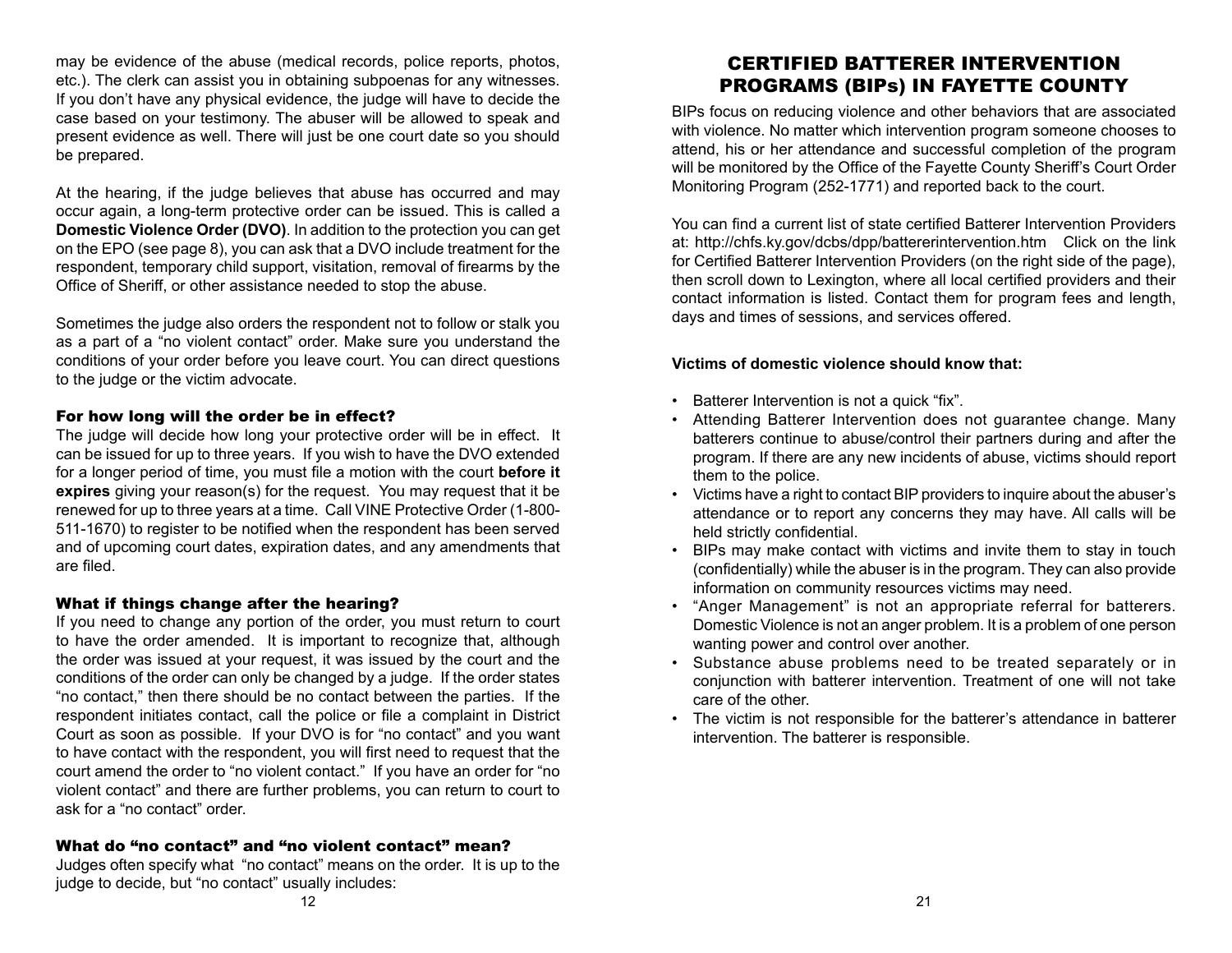may be evidence of the abuse (medical records, police reports, photos, etc.). The clerk can assist you in obtaining subpoenas for any witnesses. If you don't have any physical evidence, the judge will have to decide the case based on your testimony. The abuser will be allowed to speak and present evidence as well. There will just be one court date so you should be prepared.

At the hearing, if the judge believes that abuse has occurred and may occur again, a long-term protective order can be issued. This is called a **Domestic Violence Order (DVO)**. In addition to the protection you can get on the EPO (see page 8), you can ask that a DVO include treatment for the respondent, temporary child support, visitation, removal of firearms by the Office of Sheriff, or other assistance needed to stop the abuse.

Sometimes the judge also orders the respondent not to follow or stalk you as a part of a "no violent contact" order. Make sure you understand the conditions of your order before you leave court. You can direct questions to the judge or the victim advocate.

### For how long will the order be in effect?

The judge will decide how long your protective order will be in effect. It can be issued for up to three years. If you wish to have the DVO extended for a longer period of time, you must file a motion with the court **before it expires** giving your reason(s) for the request. You may request that it be renewed for up to three years at a time. Call VINE Protective Order (1-800-511-1670) to register to be notified when the respondent has been served and of upcoming court dates, expiration dates, and any amendments that are filed.

### What if things change after the hearing?

If you need to change any portion of the order, you must return to court to have the order amended. It is important to recognize that, although the order was issued at your request, it was issued by the court and the conditions of the order can only be changed by a judge. If the order states "no contact," then there should be no contact between the parties. If the respondent initiates contact, call the police or file a complaint in District Court as soon as possible. If your DVO is for "no contact" and you want to have contact with the respondent, you will first need to request that the court amend the order to "no violent contact." If you have an order for "no violent contact" and there are further problems, you can return to court to ask for a "no contact" order.

### What do "no contact" and "no violent contact" mean?

Judges often specify what "no contact" means on the order. It is up to the judge to decide, but "no contact" usually includes:

## CERTIFIED BATTERER INTERVENTION PROGRAMS (BIPs) IN FAYETTE COUNTY

BIPs focus on reducing violence and other behaviors that are associated with violence. No matter which intervention program someone chooses to attend, his or her attendance and successful completion of the program will be monitored by the Office of the Fayette County Sheriff's Court Order Monitoring Program (252-1771) and reported back to the court.

You can find a current list of state certified Batterer Intervention Providers at: http://chfs.ky.gov/dcbs/dpp/battererintervention.htm Click on the link for Certified Batterer Intervention Providers (on the right side of the page), then scroll down to Lexington, where all local certified providers and their contact information is listed. Contact them for program fees and length, days and times of sessions, and services offered.

**Victims of domestic violence should know that:**

- Batterer Intervention is not a quick "fix".
- Attending Batterer Intervention does not guarantee change. Many batterers continue to abuse/control their partners during and after the program. If there are any new incidents of abuse, victims should report them to the police.
- Victims have a right to contact BIP providers to inquire about the abuser's attendance or to report any concerns they may have. All calls will be held strictly confidential.
- BIPs may make contact with victims and invite them to stay in touch (confidentially) while the abuser is in the program. They can also provide information on community resources victims may need.
- "Anger Management" is not an appropriate referral for batterers. Domestic Violence is not an anger problem. It is a problem of one person wanting power and control over another.
- Substance abuse problems need to be treated separately or in conjunction with batterer intervention. Treatment of one will not take care of the other.
- The victim is not responsible for the batterer's attendance in batterer intervention. The batterer is responsible.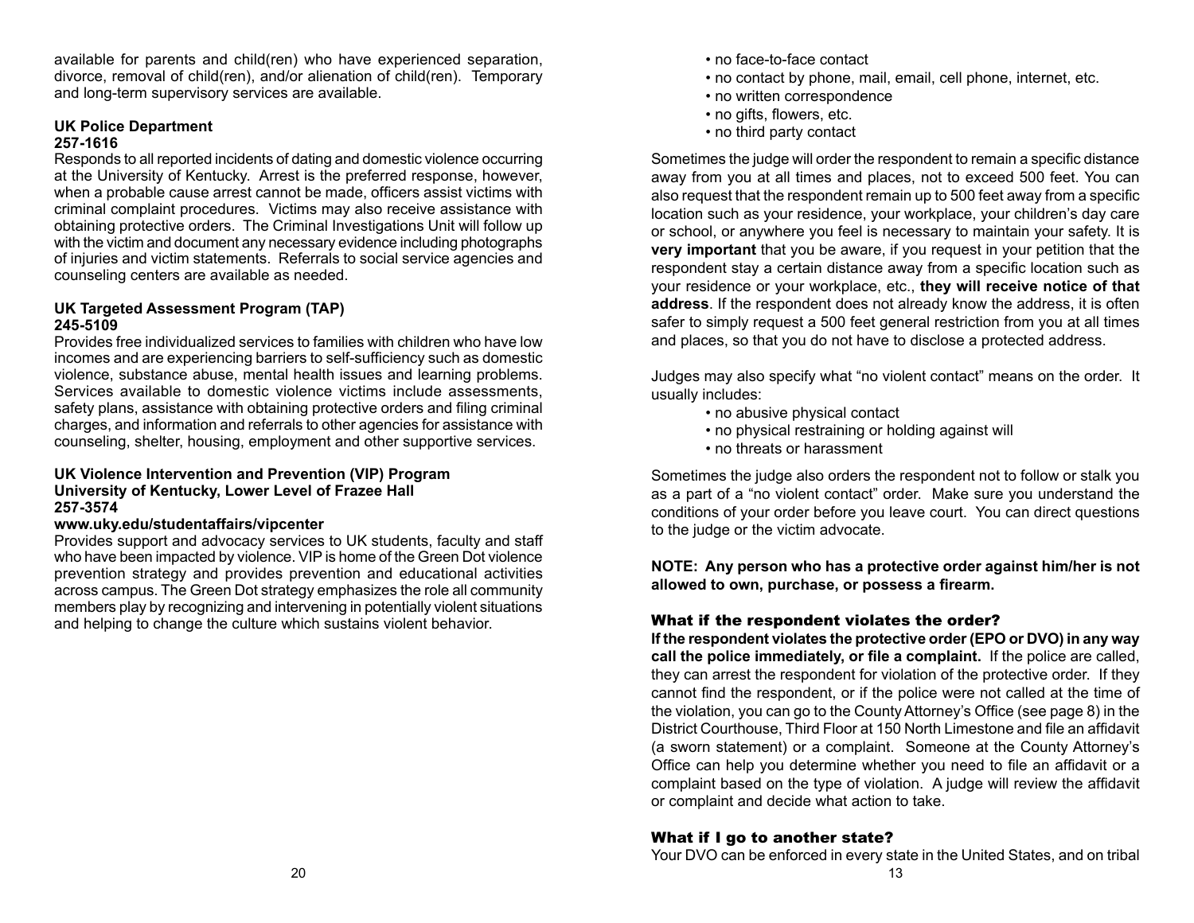available for parents and child(ren) who have experienced separation, divorce, removal of child(ren), and/or alienation of child(ren). Temporary and long-term supervisory services are available.

**UK Police Department**
**257-1616**

Responds to all reported incidents of dating and domestic violence occurring at the University of Kentucky. Arrest is the preferred response, however, when a probable cause arrest cannot be made, officers assist victims with criminal complaint procedures. Victims may also receive assistance with obtaining protective orders. The Criminal Investigations Unit will follow up with the victim and document any necessary evidence including photographs of injuries and victim statements. Referrals to social service agencies and counseling centers are available as needed.

**UK Targeted Assessment Program (TAP)**
**245-5109**

Provides free individualized services to families with children who have low incomes and are experiencing barriers to self-sufficiency such as domestic violence, substance abuse, mental health issues and learning problems. Services available to domestic violence victims include assessments, safety plans, assistance with obtaining protective orders and filing criminal charges, and information and referrals to other agencies for assistance with counseling, shelter, housing, employment and other supportive services.

**UK Violence Intervention and Prevention (VIP) Program**
**University of Kentucky, Lower Level of Frazee Hall**
**257-3574**
**www.uky.edu/studentaffairs/vipcenter**

Provides support and advocacy services to UK students, faculty and staff who have been impacted by violence. VIP is home of the Green Dot violence prevention strategy and provides prevention and educational activities across campus. The Green Dot strategy emphasizes the role all community members play by recognizing and intervening in potentially violent situations and helping to change the culture which sustains violent behavior.

- no face-to-face contact
- no contact by phone, mail, email, cell phone, internet, etc.
- no written correspondence
- no gifts, flowers, etc.
- no third party contact

Sometimes the judge will order the respondent to remain a specific distance away from you at all times and places, not to exceed 500 feet. You can also request that the respondent remain up to 500 feet away from a specific location such as your residence, your workplace, your children's day care or school, or anywhere you feel is necessary to maintain your safety. It is **very important** that you be aware, if you request in your petition that the respondent stay a certain distance away from a specific location such as your residence or your workplace, etc., **they will receive notice of that address**. If the respondent does not already know the address, it is often safer to simply request a 500 feet general restriction from you at all times and places, so that you do not have to disclose a protected address.

Judges may also specify what "no violent contact" means on the order. It usually includes:

- no abusive physical contact
- no physical restraining or holding against will
- no threats or harassment

Sometimes the judge also orders the respondent not to follow or stalk you as a part of a "no violent contact" order. Make sure you understand the conditions of your order before you leave court. You can direct questions to the judge or the victim advocate.

**NOTE: Any person who has a protective order against him/her is not allowed to own, purchase, or possess a firearm.**

## What if the respondent violates the order?

**If the respondent violates the protective order (EPO or DVO) in any way call the police immediately, or file a complaint.** If the police are called, they can arrest the respondent for violation of the protective order. If they cannot find the respondent, or if the police were not called at the time of the violation, you can go to the County Attorney's Office (see page 8) in the District Courthouse, Third Floor at 150 North Limestone and file an affidavit (a sworn statement) or a complaint. Someone at the County Attorney's Office can help you determine whether you need to file an affidavit or a complaint based on the type of violation. A judge will review the affidavit or complaint and decide what action to take.

## What if I go to another state?

Your DVO can be enforced in every state in the United States, and on tribal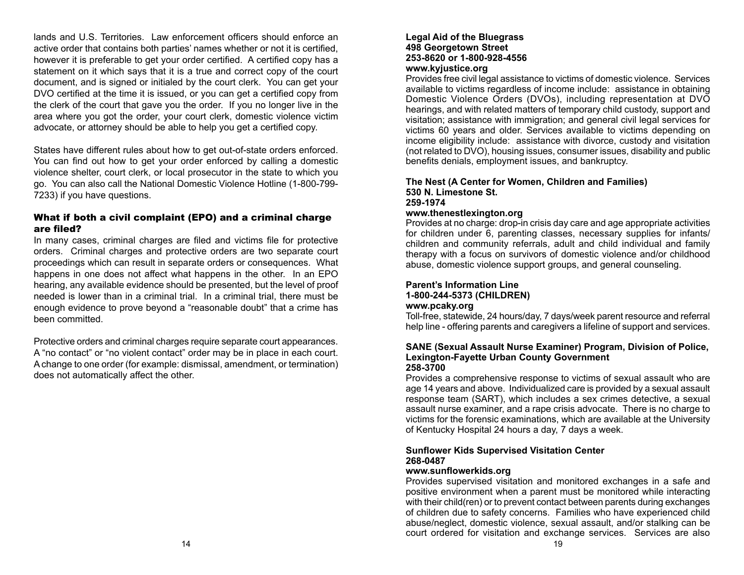lands and U.S. Territories. Law enforcement officers should enforce an active order that contains both parties' names whether or not it is certified, however it is preferable to get your order certified. A certified copy has a statement on it which says that it is a true and correct copy of the court document, and is signed or initialed by the court clerk. You can get your DVO certified at the time it is issued, or you can get a certified copy from the clerk of the court that gave you the order. If you no longer live in the area where you got the order, your court clerk, domestic violence victim advocate, or attorney should be able to help you get a certified copy.

States have different rules about how to get out-of-state orders enforced. You can find out how to get your order enforced by calling a domestic violence shelter, court clerk, or local prosecutor in the state to which you go. You can also call the National Domestic Violence Hotline (1-800-799-7233) if you have questions.

### What if both a civil complaint (EPO) and a criminal charge are filed?

In many cases, criminal charges are filed and victims file for protective orders. Criminal charges and protective orders are two separate court proceedings which can result in separate orders or consequences. What happens in one does not affect what happens in the other. In an EPO hearing, any available evidence should be presented, but the level of proof needed is lower than in a criminal trial. In a criminal trial, there must be enough evidence to prove beyond a "reasonable doubt" that a crime has been committed.

Protective orders and criminal charges require separate court appearances. A "no contact" or "no violent contact" order may be in place in each court. A change to one order (for example: dismissal, amendment, or termination) does not automatically affect the other.

**Legal Aid of the Bluegrass**
**498 Georgetown Street**
**253-8620 or 1-800-928-4556**
**www.kyjustice.org**
Provides free civil legal assistance to victims of domestic violence. Services available to victims regardless of income include: assistance in obtaining Domestic Violence Orders (DVOs), including representation at DVO hearings, and with related matters of temporary child custody, support and visitation; assistance with immigration; and general civil legal services for victims 60 years and older. Services available to victims depending on income eligibility include: assistance with divorce, custody and visitation (not related to DVO), housing issues, consumer issues, disability and public benefits denials, employment issues, and bankruptcy.

**The Nest (A Center for Women, Children and Families)**
**530 N. Limestone St.**
**259-1974**
**www.thenestlexington.org**
Provides at no charge: drop-in crisis day care and age appropriate activities for children under 6, parenting classes, necessary supplies for infants/children and community referrals, adult and child individual and family therapy with a focus on survivors of domestic violence and/or childhood abuse, domestic violence support groups, and general counseling.

**Parent's Information Line**
**1-800-244-5373 (CHILDREN)**
**www.pcaky.org**
Toll-free, statewide, 24 hours/day, 7 days/week parent resource and referral help line - offering parents and caregivers a lifeline of support and services.

**SANE (Sexual Assault Nurse Examiner) Program, Division of Police, Lexington-Fayette Urban County Government**
**258-3700**
Provides a comprehensive response to victims of sexual assault who are age 14 years and above. Individualized care is provided by a sexual assault response team (SART), which includes a sex crimes detective, a sexual assault nurse examiner, and a rape crisis advocate. There is no charge to victims for the forensic examinations, which are available at the University of Kentucky Hospital 24 hours a day, 7 days a week.

**Sunflower Kids Supervised Visitation Center**
**268-0487**
**www.sunflowerkids.org**
Provides supervised visitation and monitored exchanges in a safe and positive environment when a parent must be monitored while interacting with their child(ren) or to prevent contact between parents during exchanges of children due to safety concerns. Families who have experienced child abuse/neglect, domestic violence, sexual assault, and/or stalking can be court ordered for visitation and exchange services. Services are also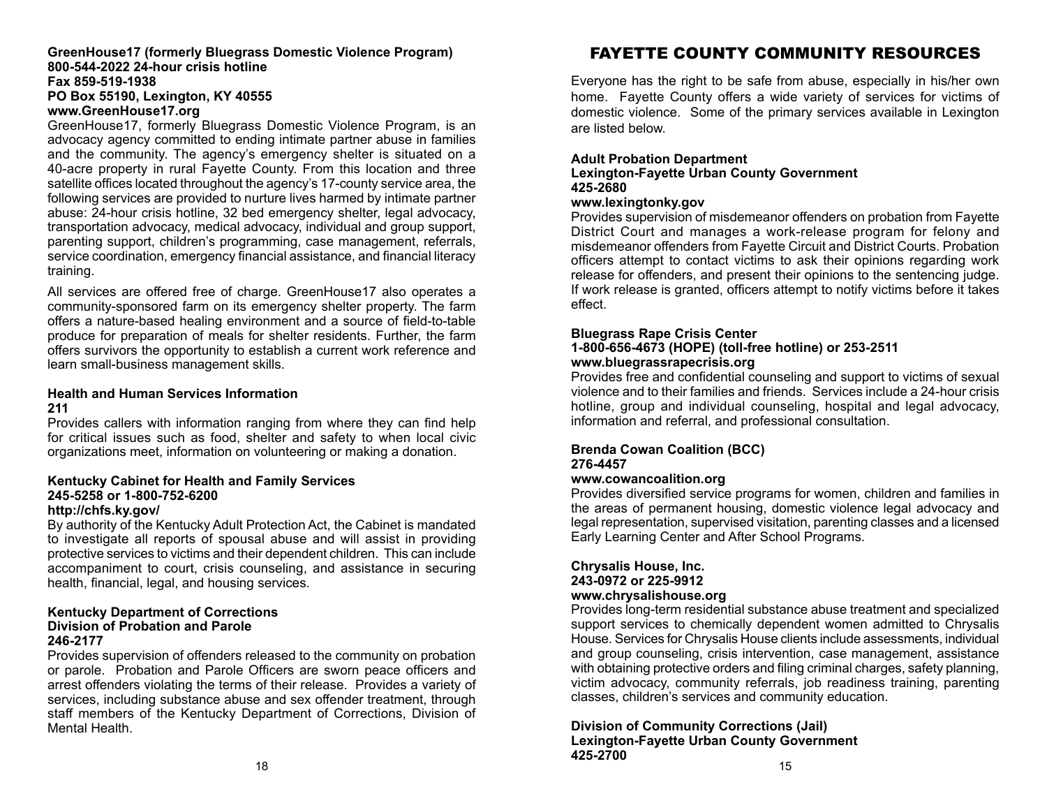**GreenHouse17 (formerly Bluegrass Domestic Violence Program)**
**800-544-2022 24-hour crisis hotline**
**Fax 859-519-1938**
**PO Box 55190, Lexington, KY 40555**
**www.GreenHouse17.org**

GreenHouse17, formerly Bluegrass Domestic Violence Program, is an advocacy agency committed to ending intimate partner abuse in families and the community. The agency's emergency shelter is situated on a 40-acre property in rural Fayette County. From this location and three satellite offices located throughout the agency's 17-county service area, the following services are provided to nurture lives harmed by intimate partner abuse: 24-hour crisis hotline, 32 bed emergency shelter, legal advocacy, transportation advocacy, medical advocacy, individual and group support, parenting support, children's programming, case management, referrals, service coordination, emergency financial assistance, and financial literacy training.

All services are offered free of charge. GreenHouse17 also operates a community-sponsored farm on its emergency shelter property. The farm offers a nature-based healing environment and a source of field-to-table produce for preparation of meals for shelter residents. Further, the farm offers survivors the opportunity to establish a current work reference and learn small-business management skills.

**Health and Human Services Information**
**211**

Provides callers with information ranging from where they can find help for critical issues such as food, shelter and safety to when local civic organizations meet, information on volunteering or making a donation.

**Kentucky Cabinet for Health and Family Services**
**245-5258 or 1-800-752-6200**
**http://chfs.ky.gov/**

By authority of the Kentucky Adult Protection Act, the Cabinet is mandated to investigate all reports of spousal abuse and will assist in providing protective services to victims and their dependent children. This can include accompaniment to court, crisis counseling, and assistance in securing health, financial, legal, and housing services.

**Kentucky Department of Corrections**
**Division of Probation and Parole**
**246-2177**

Provides supervision of offenders released to the community on probation or parole. Probation and Parole Officers are sworn peace officers and arrest offenders violating the terms of their release. Provides a variety of services, including substance abuse and sex offender treatment, through staff members of the Kentucky Department of Corrections, Division of Mental Health.

# FAYETTE COUNTY COMMUNITY RESOURCES

Everyone has the right to be safe from abuse, especially in his/her own home. Fayette County offers a wide variety of services for victims of domestic violence. Some of the primary services available in Lexington are listed below.

**Adult Probation Department**
**Lexington-Fayette Urban County Government**
**425-2680**
**www.lexingtonky.gov**

Provides supervision of misdemeanor offenders on probation from Fayette District Court and manages a work-release program for felony and misdemeanor offenders from Fayette Circuit and District Courts. Probation officers attempt to contact victims to ask their opinions regarding work release for offenders, and present their opinions to the sentencing judge. If work release is granted, officers attempt to notify victims before it takes effect.

**Bluegrass Rape Crisis Center**
**1-800-656-4673 (HOPE) (toll-free hotline) or 253-2511**
**www.bluegrassrapecrisis.org**

Provides free and confidential counseling and support to victims of sexual violence and to their families and friends. Services include a 24-hour crisis hotline, group and individual counseling, hospital and legal advocacy, information and referral, and professional consultation.

**Brenda Cowan Coalition (BCC)**
**276-4457**
**www.cowancoalition.org**

Provides diversified service programs for women, children and families in the areas of permanent housing, domestic violence legal advocacy and legal representation, supervised visitation, parenting classes and a licensed Early Learning Center and After School Programs.

**Chrysalis House, Inc.**
**243-0972 or 225-9912**
**www.chrysalishouse.org**

Provides long-term residential substance abuse treatment and specialized support services to chemically dependent women admitted to Chrysalis House. Services for Chrysalis House clients include assessments, individual and group counseling, crisis intervention, case management, assistance with obtaining protective orders and filing criminal charges, safety planning, victim advocacy, community referrals, job readiness training, parenting classes, children's services and community education.

**Division of Community Corrections (Jail)**
**Lexington-Fayette Urban County Government**
**425-2700**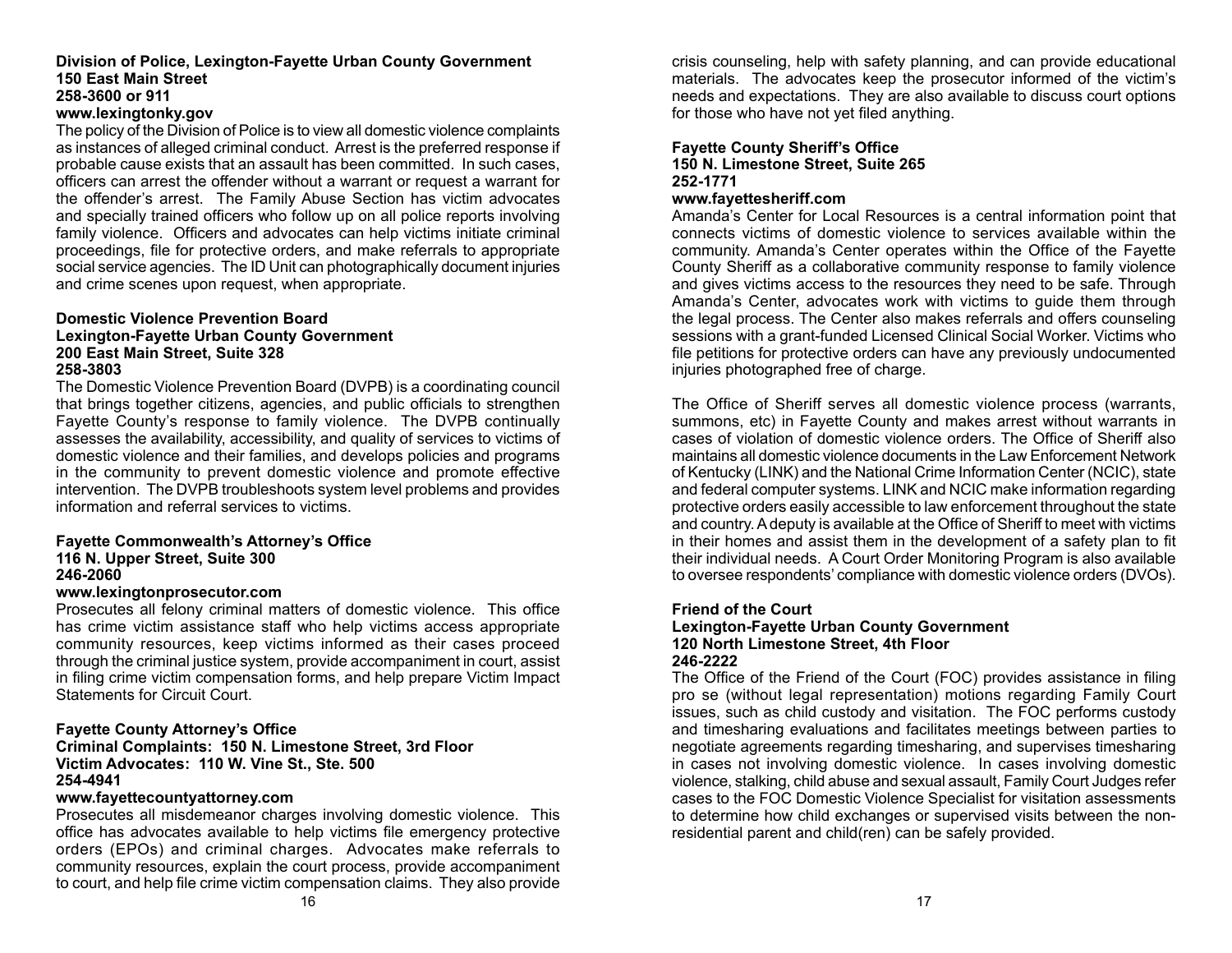**Division of Police, Lexington-Fayette Urban County Government**
**150 East Main Street**
**258-3600 or 911**
**www.lexingtonky.gov**

The policy of the Division of Police is to view all domestic violence complaints as instances of alleged criminal conduct. Arrest is the preferred response if probable cause exists that an assault has been committed. In such cases, officers can arrest the offender without a warrant or request a warrant for the offender's arrest. The Family Abuse Section has victim advocates and specially trained officers who follow up on all police reports involving family violence. Officers and advocates can help victims initiate criminal proceedings, file for protective orders, and make referrals to appropriate social service agencies. The ID Unit can photographically document injuries and crime scenes upon request, when appropriate.

**Domestic Violence Prevention Board**
**Lexington-Fayette Urban County Government**
**200 East Main Street, Suite 328**
**258-3803**

The Domestic Violence Prevention Board (DVPB) is a coordinating council that brings together citizens, agencies, and public officials to strengthen Fayette County's response to family violence. The DVPB continually assesses the availability, accessibility, and quality of services to victims of domestic violence and their families, and develops policies and programs in the community to prevent domestic violence and promote effective intervention. The DVPB troubleshoots system level problems and provides information and referral services to victims.

**Fayette Commonwealth's Attorney's Office**
**116 N. Upper Street, Suite 300**
**246-2060**
**www.lexingtonprosecutor.com**

Prosecutes all felony criminal matters of domestic violence. This office has crime victim assistance staff who help victims access appropriate community resources, keep victims informed as their cases proceed through the criminal justice system, provide accompaniment in court, assist in filing crime victim compensation forms, and help prepare Victim Impact Statements for Circuit Court.

**Fayette County Attorney's Office**
**Criminal Complaints: 150 N. Limestone Street, 3rd Floor**
**Victim Advocates: 110 W. Vine St., Ste. 500**
**254-4941**
**www.fayettecountyattorney.com**

Prosecutes all misdemeanor charges involving domestic violence. This office has advocates available to help victims file emergency protective orders (EPOs) and criminal charges. Advocates make referrals to community resources, explain the court process, provide accompaniment to court, and help file crime victim compensation claims. They also provide crisis counseling, help with safety planning, and can provide educational materials. The advocates keep the prosecutor informed of the victim's needs and expectations. They are also available to discuss court options for those who have not yet filed anything.

**Fayette County Sheriff's Office**
**150 N. Limestone Street, Suite 265**
**252-1771**
**www.fayettesheriff.com**

Amanda's Center for Local Resources is a central information point that connects victims of domestic violence to services available within the community. Amanda's Center operates within the Office of the Fayette County Sheriff as a collaborative community response to family violence and gives victims access to the resources they need to be safe. Through Amanda's Center, advocates work with victims to guide them through the legal process. The Center also makes referrals and offers counseling sessions with a grant-funded Licensed Clinical Social Worker. Victims who file petitions for protective orders can have any previously undocumented injuries photographed free of charge.

The Office of Sheriff serves all domestic violence process (warrants, summons, etc) in Fayette County and makes arrest without warrants in cases of violation of domestic violence orders. The Office of Sheriff also maintains all domestic violence documents in the Law Enforcement Network of Kentucky (LINK) and the National Crime Information Center (NCIC), state and federal computer systems. LINK and NCIC make information regarding protective orders easily accessible to law enforcement throughout the state and country. A deputy is available at the Office of Sheriff to meet with victims in their homes and assist them in the development of a safety plan to fit their individual needs. A Court Order Monitoring Program is also available to oversee respondents' compliance with domestic violence orders (DVOs).

**Friend of the Court**
**Lexington-Fayette Urban County Government**
**120 North Limestone Street, 4th Floor**
**246-2222**

The Office of the Friend of the Court (FOC) provides assistance in filing pro se (without legal representation) motions regarding Family Court issues, such as child custody and visitation. The FOC performs custody and timesharing evaluations and facilitates meetings between parties to negotiate agreements regarding timesharing, and supervises timesharing in cases not involving domestic violence. In cases involving domestic violence, stalking, child abuse and sexual assault, Family Court Judges refer cases to the FOC Domestic Violence Specialist for visitation assessments to determine how child exchanges or supervised visits between the non-residential parent and child(ren) can be safely provided.